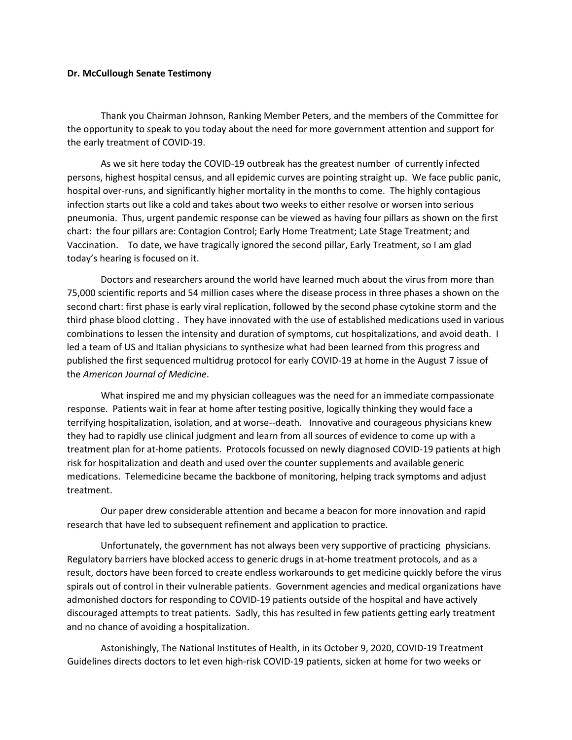**Dr. McCullough Senate Testimony**

Thank you Chairman Johnson, Ranking Member Peters, and the members of the Committee for the opportunity to speak to you today about the need for more government attention and support for the early treatment of COVID-19.

As we sit here today the COVID-19 outbreak has the greatest number of currently infected persons, highest hospital census, and all epidemic curves are pointing straight up. We face public panic, hospital over-runs, and significantly higher mortality in the months to come. The highly contagious infection starts out like a cold and takes about two weeks to either resolve or worsen into serious pneumonia. Thus, urgent pandemic response can be viewed as having four pillars as shown on the first chart: the four pillars are: Contagion Control; Early Home Treatment; Late Stage Treatment; and Vaccination. To date, we have tragically ignored the second pillar, Early Treatment, so I am glad today's hearing is focused on it.

Doctors and researchers around the world have learned much about the virus from more than 75,000 scientific reports and 54 million cases where the disease process in three phases a shown on the second chart: first phase is early viral replication, followed by the second phase cytokine storm and the third phase blood clotting . They have innovated with the use of established medications used in various combinations to lessen the intensity and duration of symptoms, cut hospitalizations, and avoid death. I led a team of US and Italian physicians to synthesize what had been learned from this progress and published the first sequenced multidrug protocol for early COVID-19 at home in the August 7 issue of the *American Journal of Medicine*.

What inspired me and my physician colleagues was the need for an immediate compassionate response. Patients wait in fear at home after testing positive, logically thinking they would face a terrifying hospitalization, isolation, and at worse--death. Innovative and courageous physicians knew they had to rapidly use clinical judgment and learn from all sources of evidence to come up with a treatment plan for at-home patients. Protocols focussed on newly diagnosed COVID-19 patients at high risk for hospitalization and death and used over the counter supplements and available generic medications. Telemedicine became the backbone of monitoring, helping track symptoms and adjust treatment.

Our paper drew considerable attention and became a beacon for more innovation and rapid research that have led to subsequent refinement and application to practice.

Unfortunately, the government has not always been very supportive of practicing physicians. Regulatory barriers have blocked access to generic drugs in at-home treatment protocols, and as a result, doctors have been forced to create endless workarounds to get medicine quickly before the virus spirals out of control in their vulnerable patients. Government agencies and medical organizations have admonished doctors for responding to COVID-19 patients outside of the hospital and have actively discouraged attempts to treat patients. Sadly, this has resulted in few patients getting early treatment and no chance of avoiding a hospitalization.

Astonishingly, The National Institutes of Health, in its October 9, 2020, COVID-19 Treatment Guidelines directs doctors to let even high-risk COVID-19 patients, sicken at home for two weeks or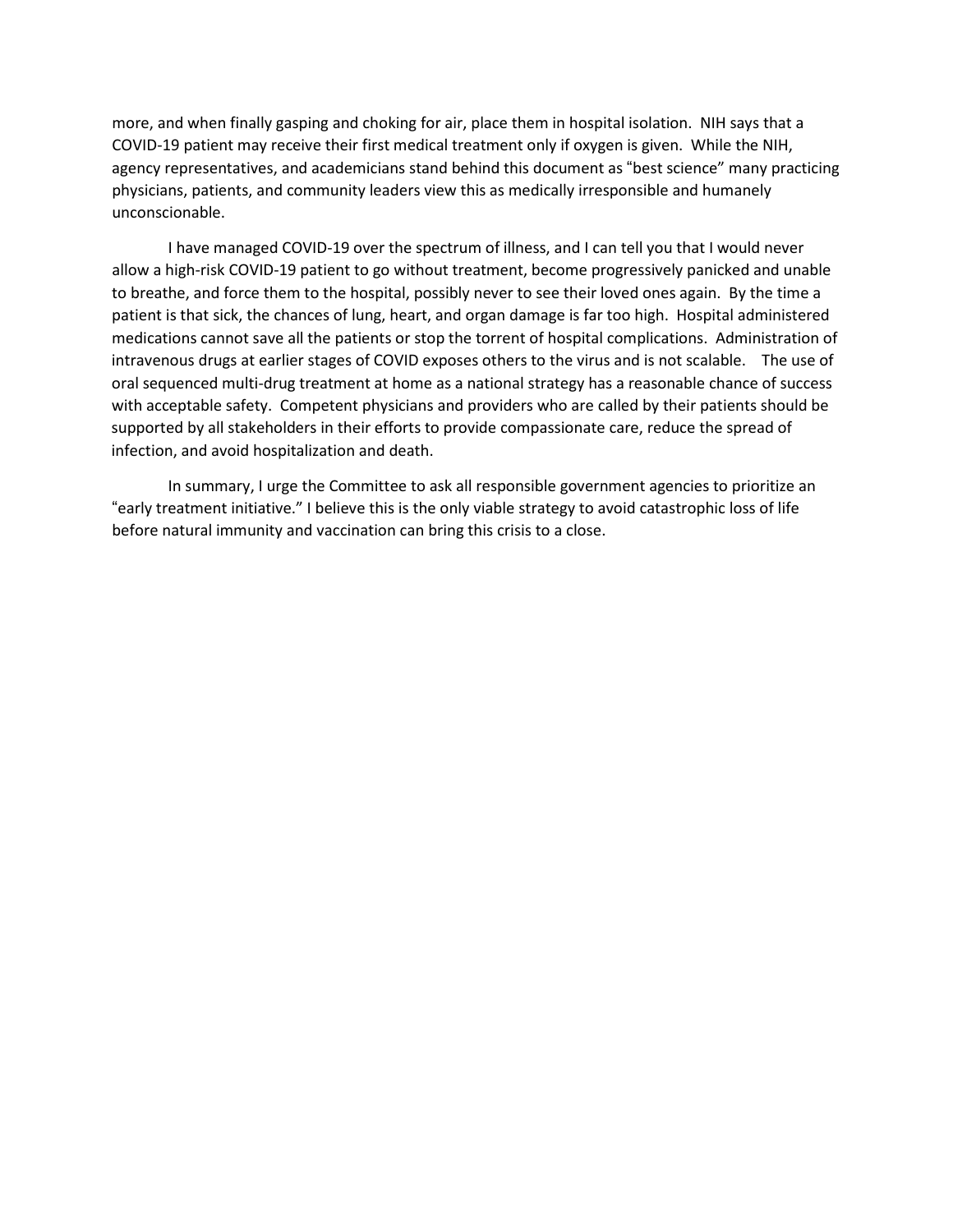more, and when finally gasping and choking for air, place them in hospital isolation. NIH says that a COVID-19 patient may receive their first medical treatment only if oxygen is given. While the NIH, agency representatives, and academicians stand behind this document as "best science" many practicing physicians, patients, and community leaders view this as medically irresponsible and humanely unconscionable.

I have managed COVID-19 over the spectrum of illness, and I can tell you that I would never allow a high-risk COVID-19 patient to go without treatment, become progressively panicked and unable to breathe, and force them to the hospital, possibly never to see their loved ones again. By the time a patient is that sick, the chances of lung, heart, and organ damage is far too high. Hospital administered medications cannot save all the patients or stop the torrent of hospital complications. Administration of intravenous drugs at earlier stages of COVID exposes others to the virus and is not scalable. The use of oral sequenced multi-drug treatment at home as a national strategy has a reasonable chance of success with acceptable safety. Competent physicians and providers who are called by their patients should be supported by all stakeholders in their efforts to provide compassionate care, reduce the spread of infection, and avoid hospitalization and death.

In summary, I urge the Committee to ask all responsible government agencies to prioritize an "early treatment initiative." I believe this is the only viable strategy to avoid catastrophic loss of life before natural immunity and vaccination can bring this crisis to a close.